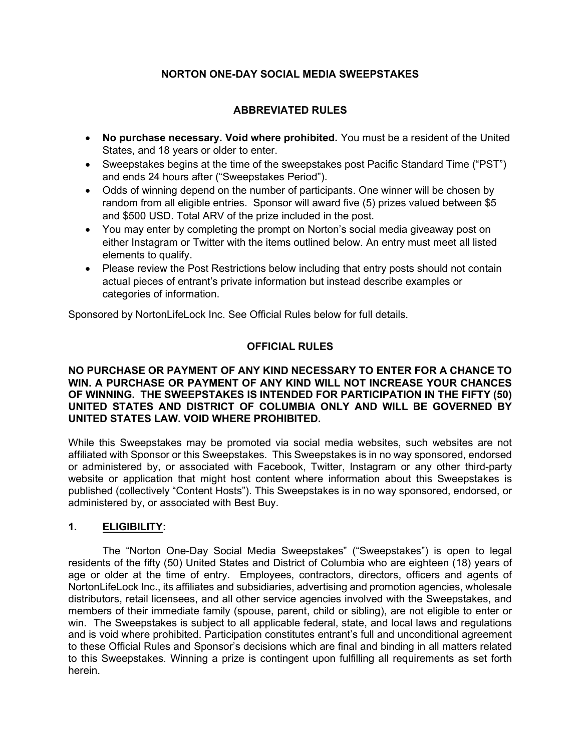# NORTON ONE-DAY SOCIAL MEDIA SWEEPSTAKES

## ABBREVIATED RULES

- **No purchase necessary. Void where prohibited.** You must be a resident of the United States, and 18 years or older to enter.
- Sweepstakes begins at the time of the sweepstakes post Pacific Standard Time ("PST") and ends 24 hours after ("Sweepstakes Period").
- Odds of winning depend on the number of participants. One winner will be chosen by random from all eligible entries. Sponsor will award five (5) prizes valued between $5 and $500 USD. Total ARV of the prize included in the post.
- You may enter by completing the prompt on Norton's social media giveaway post on either Instagram or Twitter with the items outlined below. An entry must meet all listed elements to qualify.
- Please review the Post Restrictions below including that entry posts should not contain actual pieces of entrant's private information but instead describe examples or categories of information.

Sponsored by NortonLifeLock Inc. See Official Rules below for full details.

## OFFICIAL RULES

**NO PURCHASE OR PAYMENT OF ANY KIND NECESSARY TO ENTER FOR A CHANCE TO WIN. A PURCHASE OR PAYMENT OF ANY KIND WILL NOT INCREASE YOUR CHANCES OF WINNING. THE SWEEPSTAKES IS INTENDED FOR PARTICIPATION IN THE FIFTY (50) UNITED STATES AND DISTRICT OF COLUMBIA ONLY AND WILL BE GOVERNED BY UNITED STATES LAW. VOID WHERE PROHIBITED.**

While this Sweepstakes may be promoted via social media websites, such websites are not affiliated with Sponsor or this Sweepstakes. This Sweepstakes is in no way sponsored, endorsed or administered by, or associated with Facebook, Twitter, Instagram or any other third-party website or application that might host content where information about this Sweepstakes is published (collectively "Content Hosts"). This Sweepstakes is in no way sponsored, endorsed, or administered by, or associated with Best Buy.

### 1. ELIGIBILITY:

The "Norton One-Day Social Media Sweepstakes" ("Sweepstakes") is open to legal residents of the fifty (50) United States and District of Columbia who are eighteen (18) years of age or older at the time of entry. Employees, contractors, directors, officers and agents of NortonLifeLock Inc., its affiliates and subsidiaries, advertising and promotion agencies, wholesale distributors, retail licensees, and all other service agencies involved with the Sweepstakes, and members of their immediate family (spouse, parent, child or sibling), are not eligible to enter or win. The Sweepstakes is subject to all applicable federal, state, and local laws and regulations and is void where prohibited. Participation constitutes entrant's full and unconditional agreement to these Official Rules and Sponsor's decisions which are final and binding in all matters related to this Sweepstakes. Winning a prize is contingent upon fulfilling all requirements as set forth herein.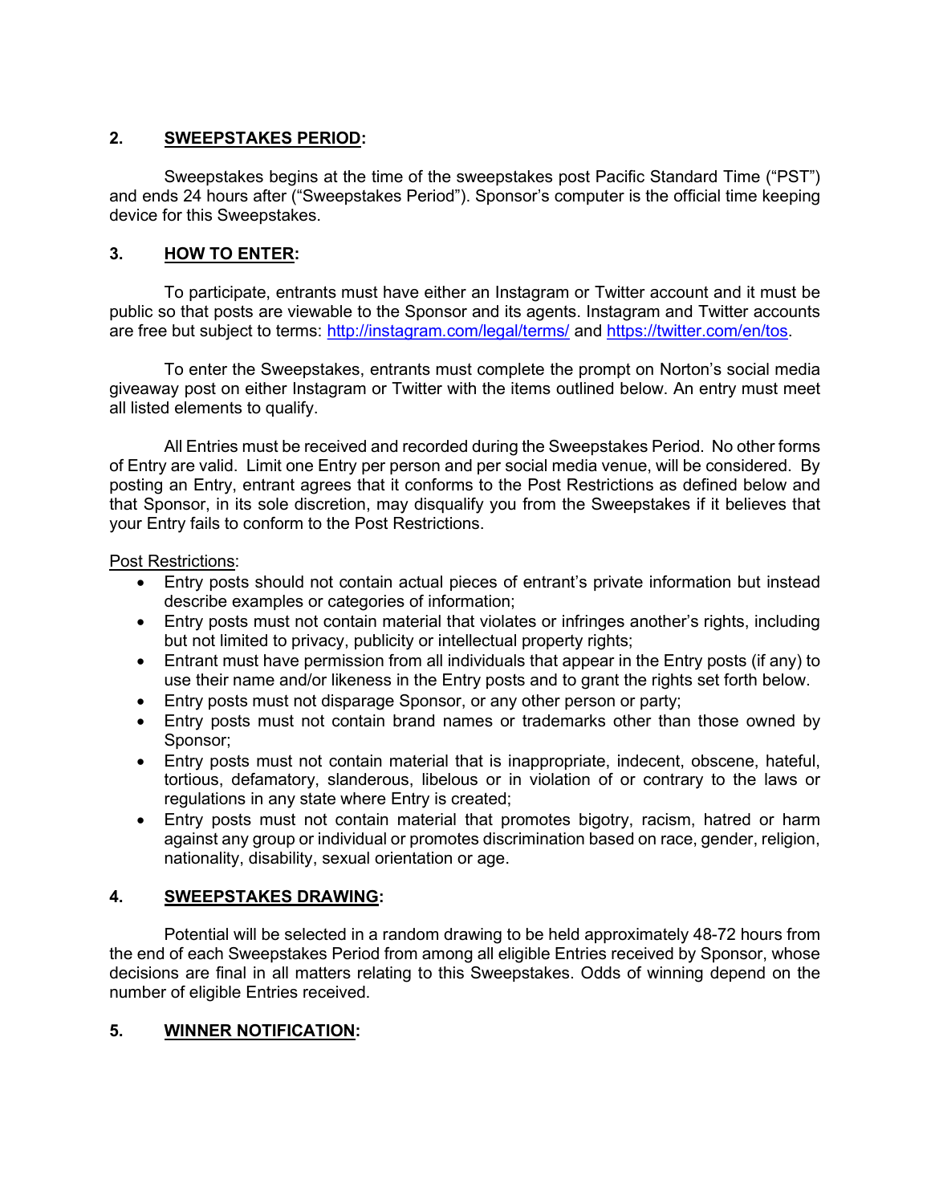## 2. SWEEPSTAKES PERIOD:

Sweepstakes begins at the time of the sweepstakes post Pacific Standard Time ("PST") and ends 24 hours after ("Sweepstakes Period"). Sponsor's computer is the official time keeping device for this Sweepstakes.

## 3. HOW TO ENTER:

To participate, entrants must have either an Instagram or Twitter account and it must be public so that posts are viewable to the Sponsor and its agents. Instagram and Twitter accounts are free but subject to terms: [http://instagram.com/legal/terms/](http://instagram.com/legal/terms/) and [https://twitter.com/en/tos](https://twitter.com/en/tos).

To enter the Sweepstakes, entrants must complete the prompt on Norton's social media giveaway post on either Instagram or Twitter with the items outlined below. An entry must meet all listed elements to qualify.

All Entries must be received and recorded during the Sweepstakes Period. No other forms of Entry are valid. Limit one Entry per person and per social media venue, will be considered. By posting an Entry, entrant agrees that it conforms to the Post Restrictions as defined below and that Sponsor, in its sole discretion, may disqualify you from the Sweepstakes if it believes that your Entry fails to conform to the Post Restrictions.

Post Restrictions:

- Entry posts should not contain actual pieces of entrant's private information but instead describe examples or categories of information;
- Entry posts must not contain material that violates or infringes another's rights, including but not limited to privacy, publicity or intellectual property rights;
- Entrant must have permission from all individuals that appear in the Entry posts (if any) to use their name and/or likeness in the Entry posts and to grant the rights set forth below.
- Entry posts must not disparage Sponsor, or any other person or party;
- Entry posts must not contain brand names or trademarks other than those owned by Sponsor;
- Entry posts must not contain material that is inappropriate, indecent, obscene, hateful, tortious, defamatory, slanderous, libelous or in violation of or contrary to the laws or regulations in any state where Entry is created;
- Entry posts must not contain material that promotes bigotry, racism, hatred or harm against any group or individual or promotes discrimination based on race, gender, religion, nationality, disability, sexual orientation or age.

## 4. SWEEPSTAKES DRAWING:

Potential will be selected in a random drawing to be held approximately 48-72 hours from the end of each Sweepstakes Period from among all eligible Entries received by Sponsor, whose decisions are final in all matters relating to this Sweepstakes. Odds of winning depend on the number of eligible Entries received.

## 5. WINNER NOTIFICATION: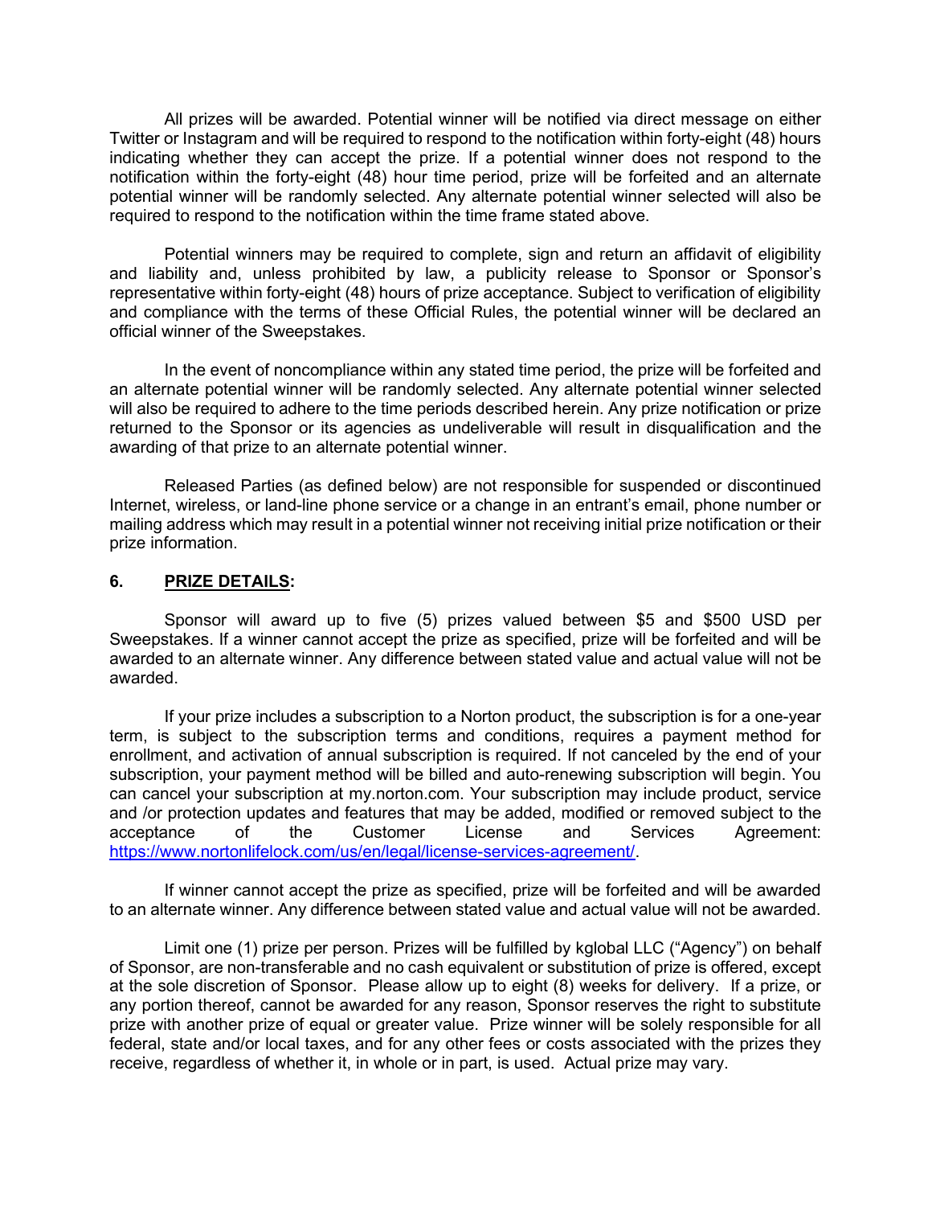All prizes will be awarded. Potential winner will be notified via direct message on either Twitter or Instagram and will be required to respond to the notification within forty-eight (48) hours indicating whether they can accept the prize. If a potential winner does not respond to the notification within the forty-eight (48) hour time period, prize will be forfeited and an alternate potential winner will be randomly selected. Any alternate potential winner selected will also be required to respond to the notification within the time frame stated above.

Potential winners may be required to complete, sign and return an affidavit of eligibility and liability and, unless prohibited by law, a publicity release to Sponsor or Sponsor's representative within forty-eight (48) hours of prize acceptance. Subject to verification of eligibility and compliance with the terms of these Official Rules, the potential winner will be declared an official winner of the Sweepstakes.

In the event of noncompliance within any stated time period, the prize will be forfeited and an alternate potential winner will be randomly selected. Any alternate potential winner selected will also be required to adhere to the time periods described herein. Any prize notification or prize returned to the Sponsor or its agencies as undeliverable will result in disqualification and the awarding of that prize to an alternate potential winner.

Released Parties (as defined below) are not responsible for suspended or discontinued Internet, wireless, or land-line phone service or a change in an entrant's email, phone number or mailing address which may result in a potential winner not receiving initial prize notification or their prize information.

**6. PRIZE DETAILS:**

Sponsor will award up to five (5) prizes valued between $5 and $500 USD per Sweepstakes. If a winner cannot accept the prize as specified, prize will be forfeited and will be awarded to an alternate winner. Any difference between stated value and actual value will not be awarded.

If your prize includes a subscription to a Norton product, the subscription is for a one-year term, is subject to the subscription terms and conditions, requires a payment method for enrollment, and activation of annual subscription is required. If not canceled by the end of your subscription, your payment method will be billed and auto-renewing subscription will begin. You can cancel your subscription at my.norton.com. Your subscription may include product, service and /or protection updates and features that may be added, modified or removed subject to the acceptance of the Customer License and Services Agreement: https://www.nortonlifelock.com/us/en/legal/license-services-agreement/.

If winner cannot accept the prize as specified, prize will be forfeited and will be awarded to an alternate winner. Any difference between stated value and actual value will not be awarded.

Limit one (1) prize per person. Prizes will be fulfilled by kglobal LLC ("Agency") on behalf of Sponsor, are non-transferable and no cash equivalent or substitution of prize is offered, except at the sole discretion of Sponsor. Please allow up to eight (8) weeks for delivery. If a prize, or any portion thereof, cannot be awarded for any reason, Sponsor reserves the right to substitute prize with another prize of equal or greater value. Prize winner will be solely responsible for all federal, state and/or local taxes, and for any other fees or costs associated with the prizes they receive, regardless of whether it, in whole or in part, is used. Actual prize may vary.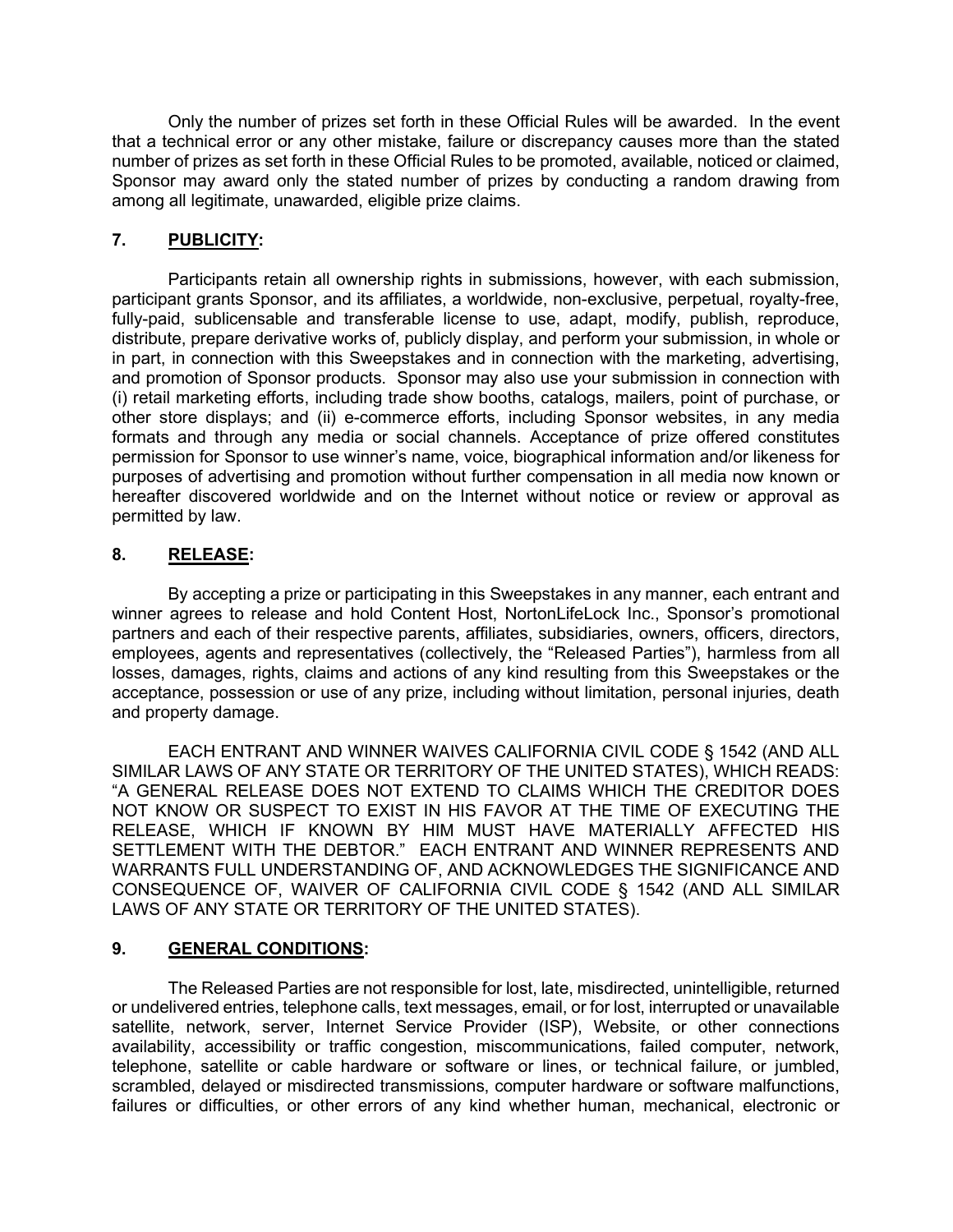Only the number of prizes set forth in these Official Rules will be awarded. In the event that a technical error or any other mistake, failure or discrepancy causes more than the stated number of prizes as set forth in these Official Rules to be promoted, available, noticed or claimed, Sponsor may award only the stated number of prizes by conducting a random drawing from among all legitimate, unawarded, eligible prize claims.

## 7. **PUBLICITY:**

Participants retain all ownership rights in submissions, however, with each submission, participant grants Sponsor, and its affiliates, a worldwide, non-exclusive, perpetual, royalty-free, fully-paid, sublicensable and transferable license to use, adapt, modify, publish, reproduce, distribute, prepare derivative works of, publicly display, and perform your submission, in whole or in part, in connection with this Sweepstakes and in connection with the marketing, advertising, and promotion of Sponsor products. Sponsor may also use your submission in connection with (i) retail marketing efforts, including trade show booths, catalogs, mailers, point of purchase, or other store displays; and (ii) e-commerce efforts, including Sponsor websites, in any media formats and through any media or social channels. Acceptance of prize offered constitutes permission for Sponsor to use winner's name, voice, biographical information and/or likeness for purposes of advertising and promotion without further compensation in all media now known or hereafter discovered worldwide and on the Internet without notice or review or approval as permitted by law.

## 8. **RELEASE:**

By accepting a prize or participating in this Sweepstakes in any manner, each entrant and winner agrees to release and hold Content Host, NortonLifeLock Inc., Sponsor's promotional partners and each of their respective parents, affiliates, subsidiaries, owners, officers, directors, employees, agents and representatives (collectively, the "Released Parties"), harmless from all losses, damages, rights, claims and actions of any kind resulting from this Sweepstakes or the acceptance, possession or use of any prize, including without limitation, personal injuries, death and property damage.

EACH ENTRANT AND WINNER WAIVES CALIFORNIA CIVIL CODE § 1542 (AND ALL SIMILAR LAWS OF ANY STATE OR TERRITORY OF THE UNITED STATES), WHICH READS: "A GENERAL RELEASE DOES NOT EXTEND TO CLAIMS WHICH THE CREDITOR DOES NOT KNOW OR SUSPECT TO EXIST IN HIS FAVOR AT THE TIME OF EXECUTING THE RELEASE, WHICH IF KNOWN BY HIM MUST HAVE MATERIALLY AFFECTED HIS SETTLEMENT WITH THE DEBTOR." EACH ENTRANT AND WINNER REPRESENTS AND WARRANTS FULL UNDERSTANDING OF, AND ACKNOWLEDGES THE SIGNIFICANCE AND CONSEQUENCE OF, WAIVER OF CALIFORNIA CIVIL CODE § 1542 (AND ALL SIMILAR LAWS OF ANY STATE OR TERRITORY OF THE UNITED STATES).

## 9. **GENERAL CONDITIONS:**

The Released Parties are not responsible for lost, late, misdirected, unintelligible, returned or undelivered entries, telephone calls, text messages, email, or for lost, interrupted or unavailable satellite, network, server, Internet Service Provider (ISP), Website, or other connections availability, accessibility or traffic congestion, miscommunications, failed computer, network, telephone, satellite or cable hardware or software or lines, or technical failure, or jumbled, scrambled, delayed or misdirected transmissions, computer hardware or software malfunctions, failures or difficulties, or other errors of any kind whether human, mechanical, electronic or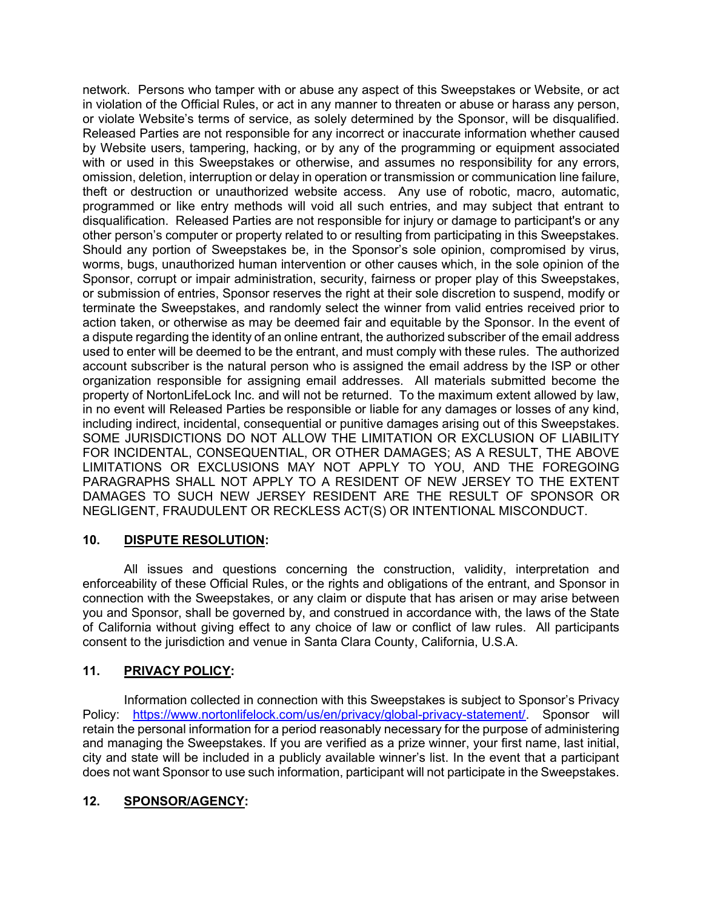network. Persons who tamper with or abuse any aspect of this Sweepstakes or Website, or act in violation of the Official Rules, or act in any manner to threaten or abuse or harass any person, or violate Website's terms of service, as solely determined by the Sponsor, will be disqualified. Released Parties are not responsible for any incorrect or inaccurate information whether caused by Website users, tampering, hacking, or by any of the programming or equipment associated with or used in this Sweepstakes or otherwise, and assumes no responsibility for any errors, omission, deletion, interruption or delay in operation or transmission or communication line failure, theft or destruction or unauthorized website access. Any use of robotic, macro, automatic, programmed or like entry methods will void all such entries, and may subject that entrant to disqualification. Released Parties are not responsible for injury or damage to participant's or any other person's computer or property related to or resulting from participating in this Sweepstakes. Should any portion of Sweepstakes be, in the Sponsor's sole opinion, compromised by virus, worms, bugs, unauthorized human intervention or other causes which, in the sole opinion of the Sponsor, corrupt or impair administration, security, fairness or proper play of this Sweepstakes, or submission of entries, Sponsor reserves the right at their sole discretion to suspend, modify or terminate the Sweepstakes, and randomly select the winner from valid entries received prior to action taken, or otherwise as may be deemed fair and equitable by the Sponsor. In the event of a dispute regarding the identity of an online entrant, the authorized subscriber of the email address used to enter will be deemed to be the entrant, and must comply with these rules. The authorized account subscriber is the natural person who is assigned the email address by the ISP or other organization responsible for assigning email addresses. All materials submitted become the property of NortonLifeLock Inc. and will not be returned. To the maximum extent allowed by law, in no event will Released Parties be responsible or liable for any damages or losses of any kind, including indirect, incidental, consequential or punitive damages arising out of this Sweepstakes. SOME JURISDICTIONS DO NOT ALLOW THE LIMITATION OR EXCLUSION OF LIABILITY FOR INCIDENTAL, CONSEQUENTIAL, OR OTHER DAMAGES; AS A RESULT, THE ABOVE LIMITATIONS OR EXCLUSIONS MAY NOT APPLY TO YOU, AND THE FOREGOING PARAGRAPHS SHALL NOT APPLY TO A RESIDENT OF NEW JERSEY TO THE EXTENT DAMAGES TO SUCH NEW JERSEY RESIDENT ARE THE RESULT OF SPONSOR OR NEGLIGENT, FRAUDULENT OR RECKLESS ACT(S) OR INTENTIONAL MISCONDUCT.

## 10. DISPUTE RESOLUTION:

All issues and questions concerning the construction, validity, interpretation and enforceability of these Official Rules, or the rights and obligations of the entrant, and Sponsor in connection with the Sweepstakes, or any claim or dispute that has arisen or may arise between you and Sponsor, shall be governed by, and construed in accordance with, the laws of the State of California without giving effect to any choice of law or conflict of law rules. All participants consent to the jurisdiction and venue in Santa Clara County, California, U.S.A.

## 11. PRIVACY POLICY:

Information collected in connection with this Sweepstakes is subject to Sponsor's Privacy Policy: https://www.nortonlifelock.com/us/en/privacy/global-privacy-statement/. Sponsor will retain the personal information for a period reasonably necessary for the purpose of administering and managing the Sweepstakes. If you are verified as a prize winner, your first name, last initial, city and state will be included in a publicly available winner's list. In the event that a participant does not want Sponsor to use such information, participant will not participate in the Sweepstakes.

## 12. SPONSOR/AGENCY: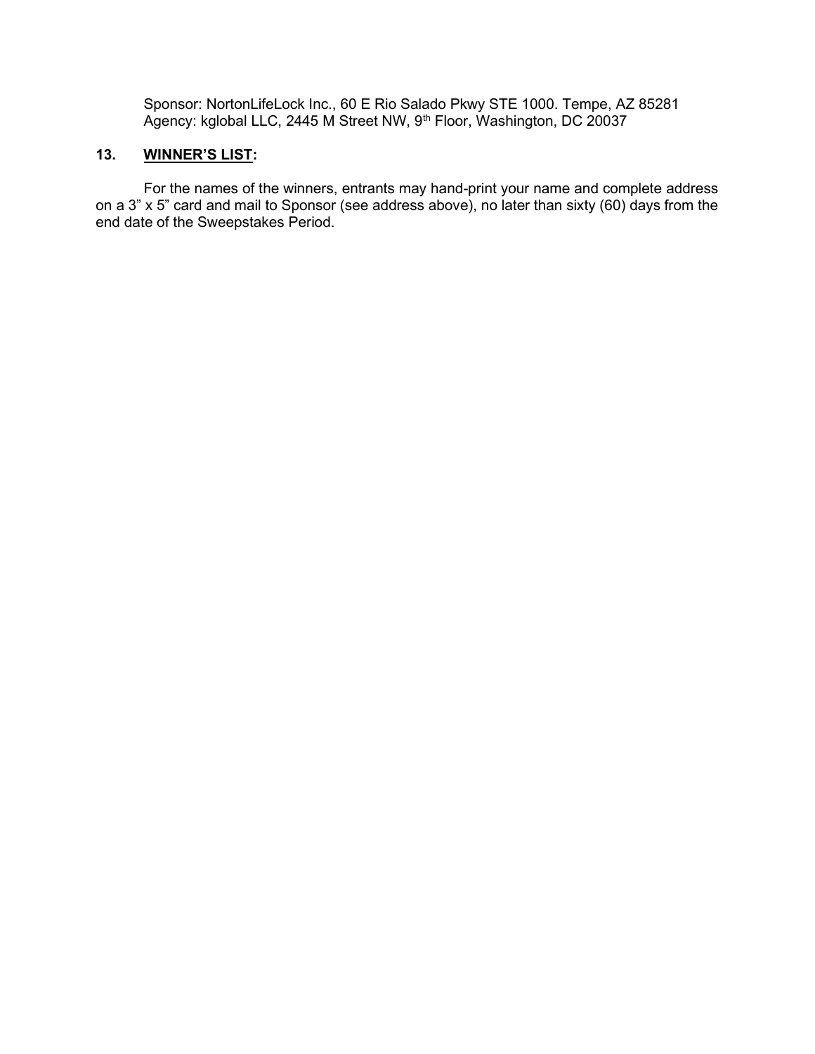Sponsor: NortonLifeLock Inc., 60 E Rio Salado Pkwy STE 1000. Tempe, AZ 85281
Agency: kglobal LLC, 2445 M Street NW, 9th Floor, Washington, DC 20037

**13. <u>WINNER'S LIST</u>:**

For the names of the winners, entrants may hand-print your name and complete address on a 3" x 5" card and mail to Sponsor (see address above), no later than sixty (60) days from the end date of the Sweepstakes Period.